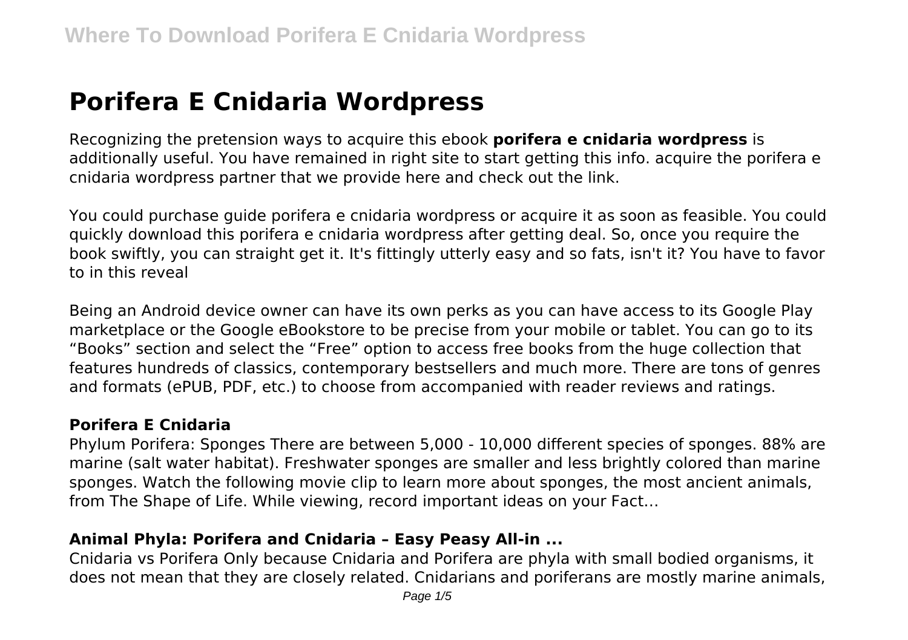# Porifera E Cnidaria Wordpress

Recognizing the pretension ways to acquire this ebook **porifera e cnidaria wordpress** is additionally useful. You have remained in right site to start getting this info. acquire the porifera e cnidaria wordpress partner that we provide here and check out the link.

You could purchase guide porifera e cnidaria wordpress or acquire it as soon as feasible. You could quickly download this porifera e cnidaria wordpress after getting deal. So, once you require the book swiftly, you can straight get it. It's fittingly utterly easy and so fats, isn't it? You have to favor to in this reveal

Being an Android device owner can have its own perks as you can have access to its Google Play marketplace or the Google eBookstore to be precise from your mobile or tablet. You can go to its "Books" section and select the "Free" option to access free books from the huge collection that features hundreds of classics, contemporary bestsellers and much more. There are tons of genres and formats (ePUB, PDF, etc.) to choose from accompanied with reader reviews and ratings.

### Porifera E Cnidaria

Phylum Porifera: Sponges There are between 5,000 - 10,000 different species of sponges. 88% are marine (salt water habitat). Freshwater sponges are smaller and less brightly colored than marine sponges. Watch the following movie clip to learn more about sponges, the most ancient animals, from The Shape of Life. While viewing, record important ideas on your Fact…

### Animal Phyla: Porifera and Cnidaria – Easy Peasy All-in ...

Cnidaria vs Porifera Only because Cnidaria and Porifera are phyla with small bodied organisms, it does not mean that they are closely related. Cnidarians and poriferans are mostly marine animals,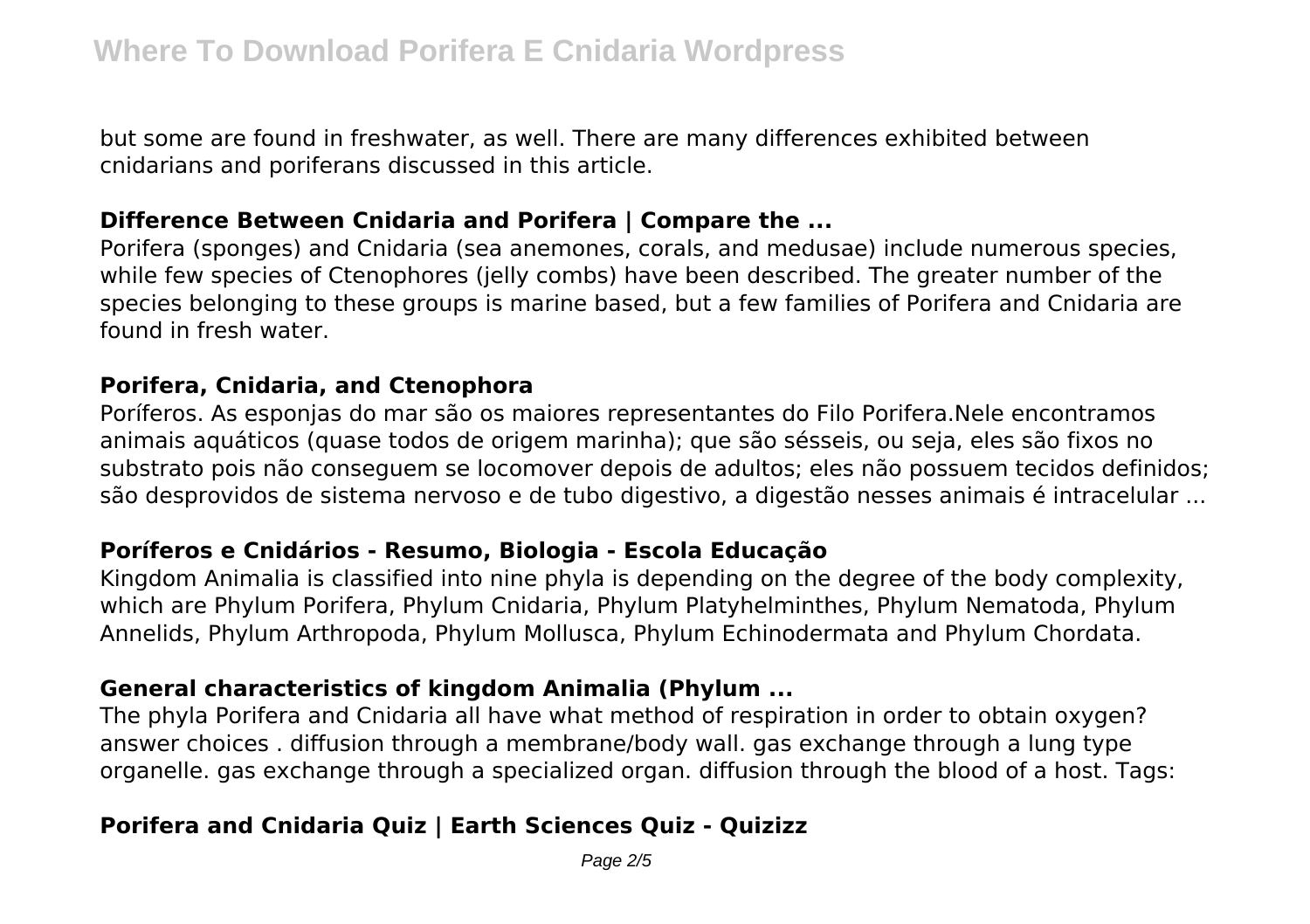but some are found in freshwater, as well. There are many differences exhibited between cnidarians and poriferans discussed in this article.

### Difference Between Cnidaria and Porifera | Compare the ...

Porifera (sponges) and Cnidaria (sea anemones, corals, and medusae) include numerous species, while few species of Ctenophores (jelly combs) have been described. The greater number of the species belonging to these groups is marine based, but a few families of Porifera and Cnidaria are found in fresh water.

### Porifera, Cnidaria, and Ctenophora

Poríferos. As esponjas do mar são os maiores representantes do Filo Porifera.Nele encontramos animais aquáticos (quase todos de origem marinha); que são sésseis, ou seja, eles são fixos no substrato pois não conseguem se locomover depois de adultos; eles não possuem tecidos definidos; são desprovidos de sistema nervoso e de tubo digestivo, a digestão nesses animais é intracelular ...

### Poríferos e Cnidários - Resumo, Biologia - Escola Educação

Kingdom Animalia is classified into nine phyla is depending on the degree of the body complexity, which are Phylum Porifera, Phylum Cnidaria, Phylum Platyhelminthes, Phylum Nematoda, Phylum Annelids, Phylum Arthropoda, Phylum Mollusca, Phylum Echinodermata and Phylum Chordata.

### General characteristics of kingdom Animalia (Phylum ...

The phyla Porifera and Cnidaria all have what method of respiration in order to obtain oxygen? answer choices . diffusion through a membrane/body wall. gas exchange through a lung type organelle. gas exchange through a specialized organ. diffusion through the blood of a host. Tags:

### Porifera and Cnidaria Quiz | Earth Sciences Quiz - Quizizz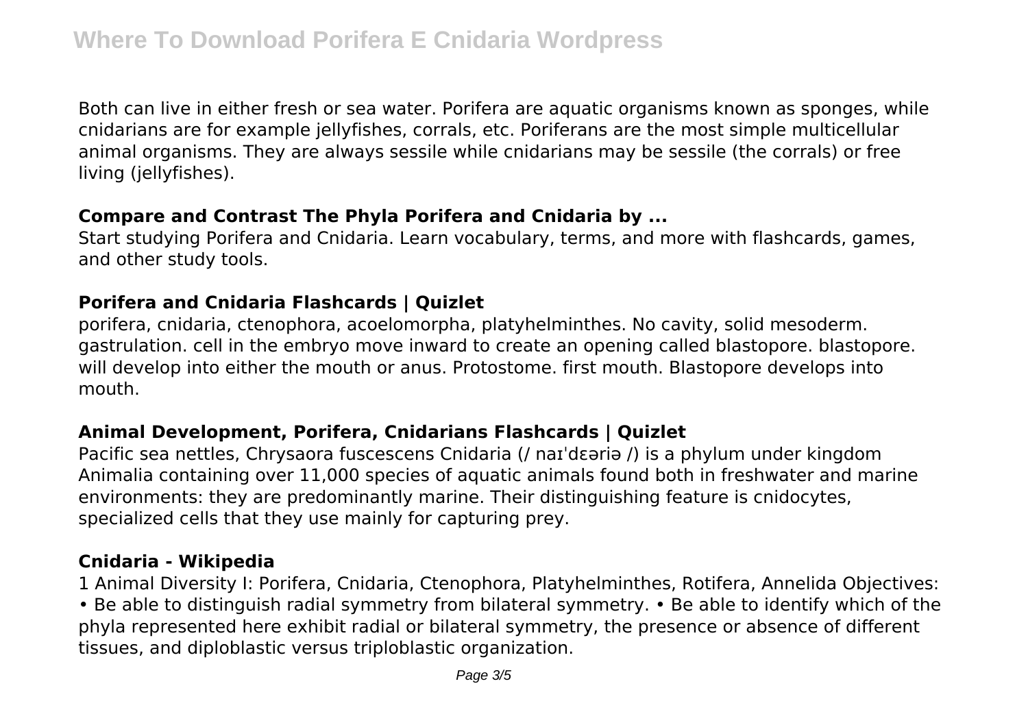Both can live in either fresh or sea water. Porifera are aquatic organisms known as sponges, while cnidarians are for example jellyfishes, corrals, etc. Poriferans are the most simple multicellular animal organisms. They are always sessile while cnidarians may be sessile (the corrals) or free living (jellyfishes).

### Compare and Contrast The Phyla Porifera and Cnidaria by ...

Start studying Porifera and Cnidaria. Learn vocabulary, terms, and more with flashcards, games, and other study tools.

### Porifera and Cnidaria Flashcards | Quizlet

porifera, cnidaria, ctenophora, acoelomorpha, platyhelminthes. No cavity, solid mesoderm. gastrulation. cell in the embryo move inward to create an opening called blastopore. blastopore. will develop into either the mouth or anus. Protostome. first mouth. Blastopore develops into mouth.

### Animal Development, Porifera, Cnidarians Flashcards | Quizlet

Pacific sea nettles, Chrysaora fuscescens Cnidaria (/ naɪˈdɛəriə /) is a phylum under kingdom Animalia containing over 11,000 species of aquatic animals found both in freshwater and marine environments: they are predominantly marine. Their distinguishing feature is cnidocytes, specialized cells that they use mainly for capturing prey.

### Cnidaria - Wikipedia

1 Animal Diversity I: Porifera, Cnidaria, Ctenophora, Platyhelminthes, Rotifera, Annelida Objectives:
• Be able to distinguish radial symmetry from bilateral symmetry. • Be able to identify which of the phyla represented here exhibit radial or bilateral symmetry, the presence or absence of different tissues, and diploblastic versus triploblastic organization.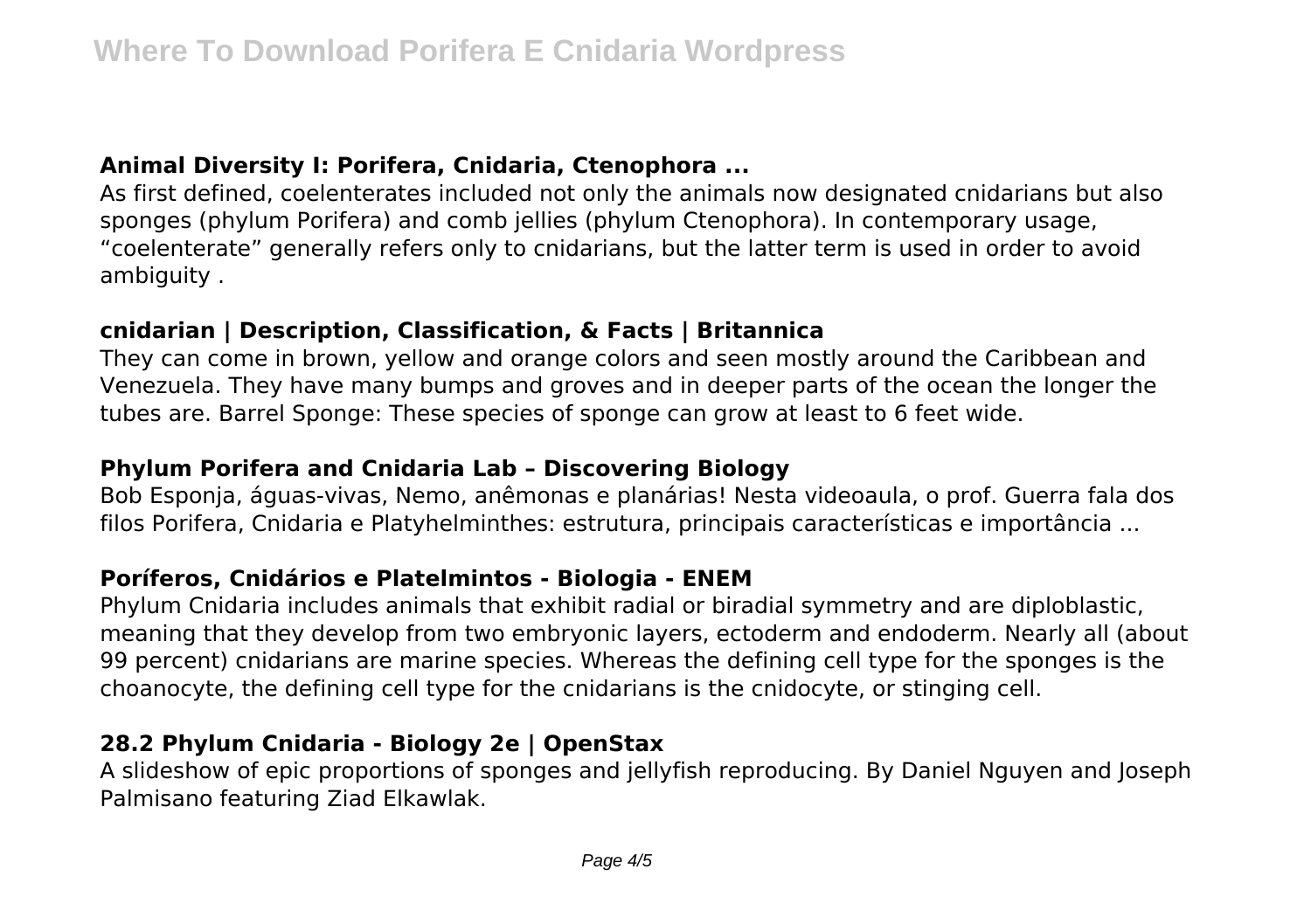### Animal Diversity I: Porifera, Cnidaria, Ctenophora ...

As first defined, coelenterates included not only the animals now designated cnidarians but also sponges (phylum Porifera) and comb jellies (phylum Ctenophora). In contemporary usage, “coelenterate” generally refers only to cnidarians, but the latter term is used in order to avoid ambiguity .

### cnidarian | Description, Classification, & Facts | Britannica

They can come in brown, yellow and orange colors and seen mostly around the Caribbean and Venezuela. They have many bumps and groves and in deeper parts of the ocean the longer the tubes are. Barrel Sponge: These species of sponge can grow at least to 6 feet wide.

### Phylum Porifera and Cnidaria Lab – Discovering Biology

Bob Esponja, águas-vivas, Nemo, anêmonas e planárias! Nesta videoaula, o prof. Guerra fala dos filos Porifera, Cnidaria e Platyhelminthes: estrutura, principais características e importância ...

### Poríferos, Cnidários e Platelmintos - Biologia - ENEM

Phylum Cnidaria includes animals that exhibit radial or biradial symmetry and are diploblastic, meaning that they develop from two embryonic layers, ectoderm and endoderm. Nearly all (about 99 percent) cnidarians are marine species. Whereas the defining cell type for the sponges is the choanocyte, the defining cell type for the cnidarians is the cnidocyte, or stinging cell.

### 28.2 Phylum Cnidaria - Biology 2e | OpenStax

A slideshow of epic proportions of sponges and jellyfish reproducing. By Daniel Nguyen and Joseph Palmisano featuring Ziad Elkawlak.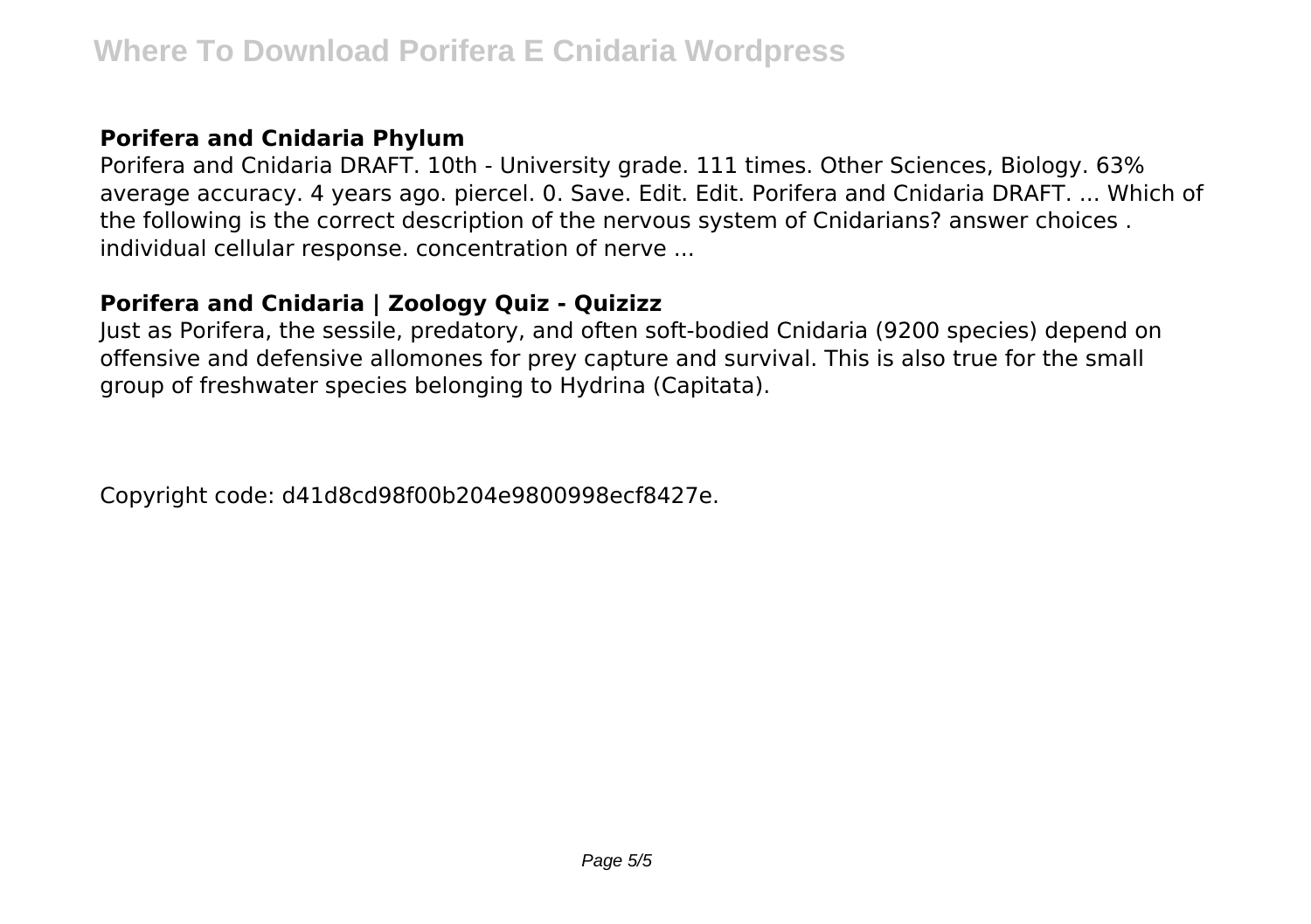### Porifera and Cnidaria Phylum

Porifera and Cnidaria DRAFT. 10th - University grade. 111 times. Other Sciences, Biology. 63% average accuracy. 4 years ago. piercel. 0. Save. Edit. Edit. Porifera and Cnidaria DRAFT. ... Which of the following is the correct description of the nervous system of Cnidarians? answer choices . individual cellular response. concentration of nerve ...

### Porifera and Cnidaria | Zoology Quiz - Quizizz

Just as Porifera, the sessile, predatory, and often soft-bodied Cnidaria (9200 species) depend on offensive and defensive allomones for prey capture and survival. This is also true for the small group of freshwater species belonging to Hydrina (Capitata).

Copyright code: d41d8cd98f00b204e9800998ecf8427e.